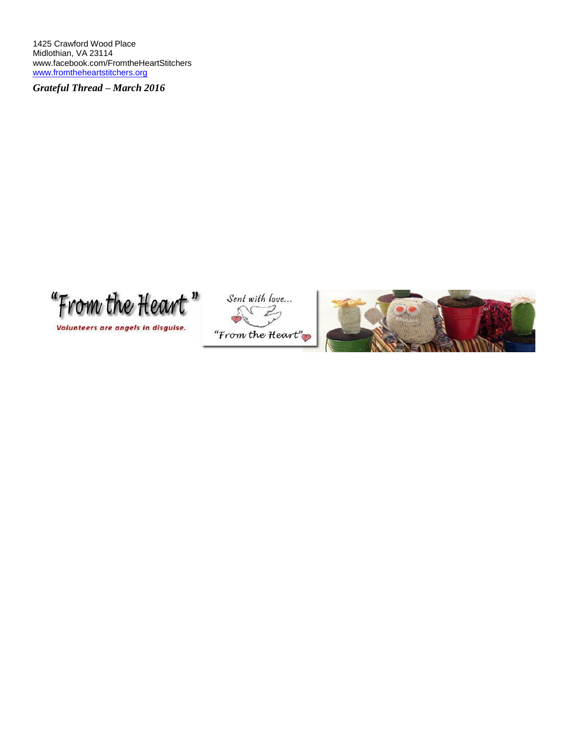1425 Crawford Wood Place
Midlothian, VA 23114
www.facebook.com/FromtheHeartStitchers
www.fromtheheartstitchers.org

***Grateful Thread – March 2016***

"From the Heart"

Volunteers are angels in disguise.

Sent with love...

"From the Heart"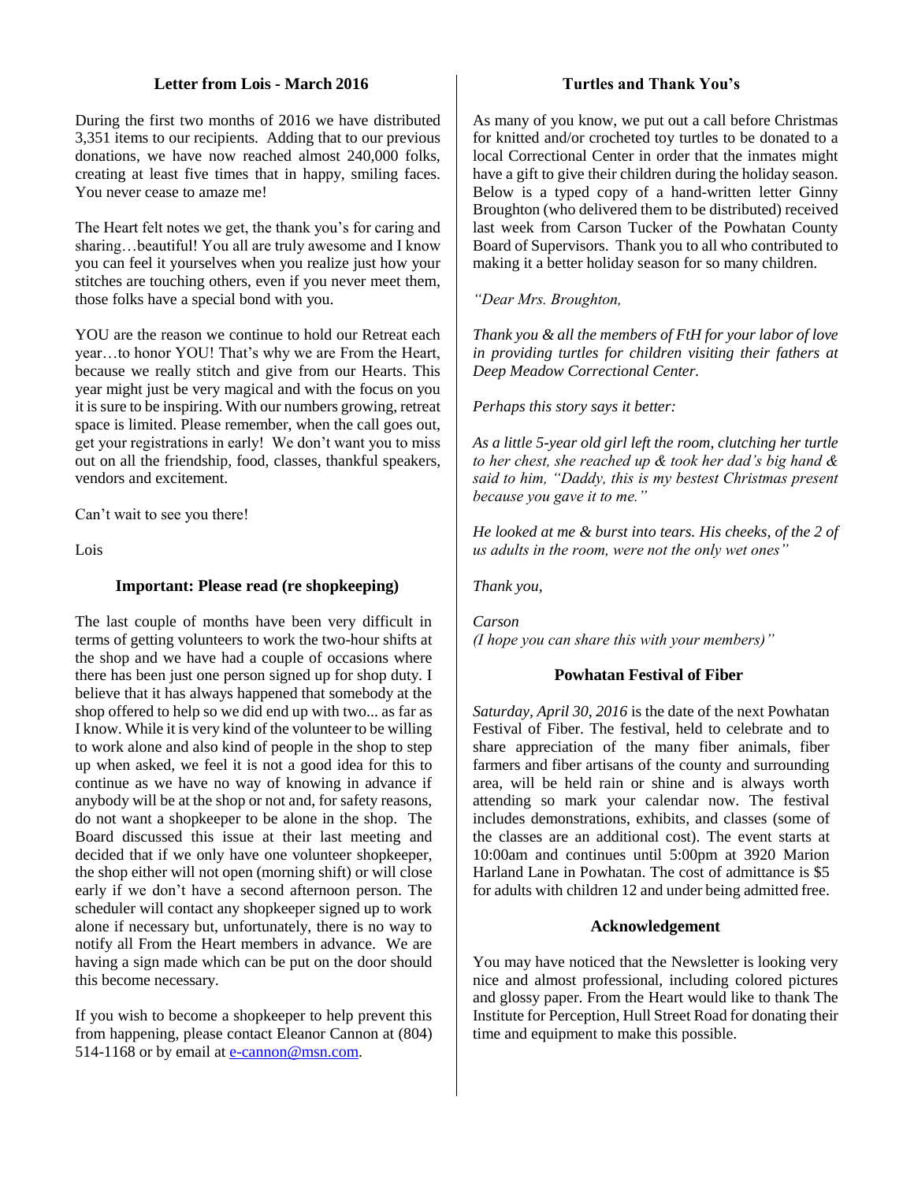## Letter from Lois - March 2016

During the first two months of 2016 we have distributed 3,351 items to our recipients. Adding that to our previous donations, we have now reached almost 240,000 folks, creating at least five times that in happy, smiling faces. You never cease to amaze me!

The Heart felt notes we get, the thank you's for caring and sharing…beautiful! You all are truly awesome and I know you can feel it yourselves when you realize just how your stitches are touching others, even if you never meet them, those folks have a special bond with you.

YOU are the reason we continue to hold our Retreat each year…to honor YOU! That's why we are From the Heart, because we really stitch and give from our Hearts. This year might just be very magical and with the focus on you it is sure to be inspiring. With our numbers growing, retreat space is limited. Please remember, when the call goes out, get your registrations in early! We don't want you to miss out on all the friendship, food, classes, thankful speakers, vendors and excitement.

Can't wait to see you there!

Lois

## Important: Please read (re shopkeeping)

The last couple of months have been very difficult in terms of getting volunteers to work the two-hour shifts at the shop and we have had a couple of occasions where there has been just one person signed up for shop duty. I believe that it has always happened that somebody at the shop offered to help so we did end up with two... as far as I know. While it is very kind of the volunteer to be willing to work alone and also kind of people in the shop to step up when asked, we feel it is not a good idea for this to continue as we have no way of knowing in advance if anybody will be at the shop or not and, for safety reasons, do not want a shopkeeper to be alone in the shop. The Board discussed this issue at their last meeting and decided that if we only have one volunteer shopkeeper, the shop either will not open (morning shift) or will close early if we don't have a second afternoon person. The scheduler will contact any shopkeeper signed up to work alone if necessary but, unfortunately, there is no way to notify all From the Heart members in advance. We are having a sign made which can be put on the door should this become necessary.

If you wish to become a shopkeeper to help prevent this from happening, please contact Eleanor Cannon at (804) 514-1168 or by email at e-cannon@msn.com.

## Turtles and Thank You's

As many of you know, we put out a call before Christmas for knitted and/or crocheted toy turtles to be donated to a local Correctional Center in order that the inmates might have a gift to give their children during the holiday season. Below is a typed copy of a hand-written letter Ginny Broughton (who delivered them to be distributed) received last week from Carson Tucker of the Powhatan County Board of Supervisors. Thank you to all who contributed to making it a better holiday season for so many children.

*"Dear Mrs. Broughton,*

*Thank you & all the members of FtH for your labor of love in providing turtles for children visiting their fathers at Deep Meadow Correctional Center.*

*Perhaps this story says it better:*

*As a little 5-year old girl left the room, clutching her turtle to her chest, she reached up & took her dad's big hand & said to him, "Daddy, this is my bestest Christmas present because you gave it to me."*

*He looked at me & burst into tears. His cheeks, of the 2 of us adults in the room, were not the only wet ones"*

*Thank you,*

*Carson*
*(I hope you can share this with your members)"*

## Powhatan Festival of Fiber

*Saturday, April 30, 2016* is the date of the next Powhatan Festival of Fiber. The festival, held to celebrate and to share appreciation of the many fiber animals, fiber farmers and fiber artisans of the county and surrounding area, will be held rain or shine and is always worth attending so mark your calendar now. The festival includes demonstrations, exhibits, and classes (some of the classes are an additional cost). The event starts at 10:00am and continues until 5:00pm at 3920 Marion Harland Lane in Powhatan. The cost of admittance is $5 for adults with children 12 and under being admitted free.

## Acknowledgement

You may have noticed that the Newsletter is looking very nice and almost professional, including colored pictures and glossy paper. From the Heart would like to thank The Institute for Perception, Hull Street Road for donating their time and equipment to make this possible.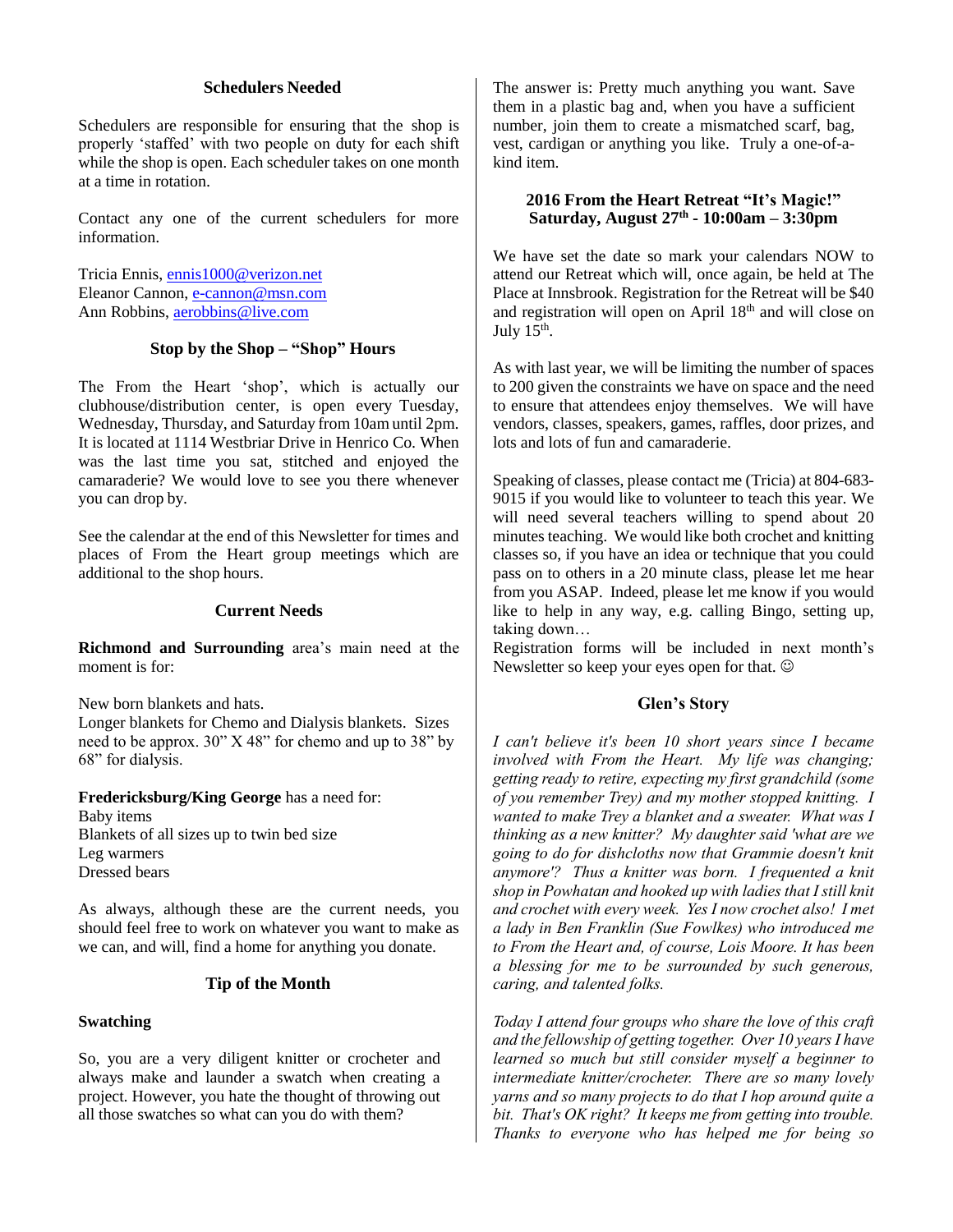## Schedulers Needed

Schedulers are responsible for ensuring that the shop is properly 'staffed' with two people on duty for each shift while the shop is open. Each scheduler takes on one month at a time in rotation.

Contact any one of the current schedulers for more information.

Tricia Ennis, ennis1000@verizon.net
Eleanor Cannon, e-cannon@msn.com
Ann Robbins, aerobbins@live.com

## Stop by the Shop – "Shop" Hours

The From the Heart 'shop', which is actually our clubhouse/distribution center, is open every Tuesday, Wednesday, Thursday, and Saturday from 10am until 2pm. It is located at 1114 Westbriar Drive in Henrico Co. When was the last time you sat, stitched and enjoyed the camaraderie? We would love to see you there whenever you can drop by.

See the calendar at the end of this Newsletter for times and places of From the Heart group meetings which are additional to the shop hours.

## Current Needs

**Richmond and Surrounding** area's main need at the moment is for:

New born blankets and hats.
Longer blankets for Chemo and Dialysis blankets. Sizes need to be approx. 30" X 48" for chemo and up to 38" by 68" for dialysis.

**Fredericksburg/King George** has a need for:
Baby items
Blankets of all sizes up to twin bed size
Leg warmers
Dressed bears

As always, although these are the current needs, you should feel free to work on whatever you want to make as we can, and will, find a home for anything you donate.

## Tip of the Month

**Swatching**

So, you are a very diligent knitter or crocheter and always make and launder a swatch when creating a project. However, you hate the thought of throwing out all those swatches so what can you do with them?

The answer is: Pretty much anything you want. Save them in a plastic bag and, when you have a sufficient number, join them to create a mismatched scarf, bag, vest, cardigan or anything you like. Truly a one-of-a-kind item.

## 2016 From the Heart Retreat "It's Magic!" Saturday, August 27th - 10:00am – 3:30pm

We have set the date so mark your calendars NOW to attend our Retreat which will, once again, be held at The Place at Innsbrook. Registration for the Retreat will be $40 and registration will open on April 18th and will close on July 15th.

As with last year, we will be limiting the number of spaces to 200 given the constraints we have on space and the need to ensure that attendees enjoy themselves. We will have vendors, classes, speakers, games, raffles, door prizes, and lots and lots of fun and camaraderie.

Speaking of classes, please contact me (Tricia) at 804-683-9015 if you would like to volunteer to teach this year. We will need several teachers willing to spend about 20 minutes teaching. We would like both crochet and knitting classes so, if you have an idea or technique that you could pass on to others in a 20 minute class, please let me hear from you ASAP. Indeed, please let me know if you would like to help in any way, e.g. calling Bingo, setting up, taking down…
Registration forms will be included in next month's Newsletter so keep your eyes open for that. ☺

## Glen's Story

*I can't believe it's been 10 short years since I became involved with From the Heart. My life was changing; getting ready to retire, expecting my first grandchild (some of you remember Trey) and my mother stopped knitting. I wanted to make Trey a blanket and a sweater. What was I thinking as a new knitter? My daughter said 'what are we going to do for dishcloths now that Grammie doesn't knit anymore'? Thus a knitter was born. I frequented a knit shop in Powhatan and hooked up with ladies that I still knit and crochet with every week. Yes I now crochet also! I met a lady in Ben Franklin (Sue Fowlkes) who introduced me to From the Heart and, of course, Lois Moore. It has been a blessing for me to be surrounded by such generous, caring, and talented folks.*

*Today I attend four groups who share the love of this craft and the fellowship of getting together. Over 10 years I have learned so much but still consider myself a beginner to intermediate knitter/crocheter. There are so many lovely yarns and so many projects to do that I hop around quite a bit. That's OK right? It keeps me from getting into trouble. Thanks to everyone who has helped me for being so*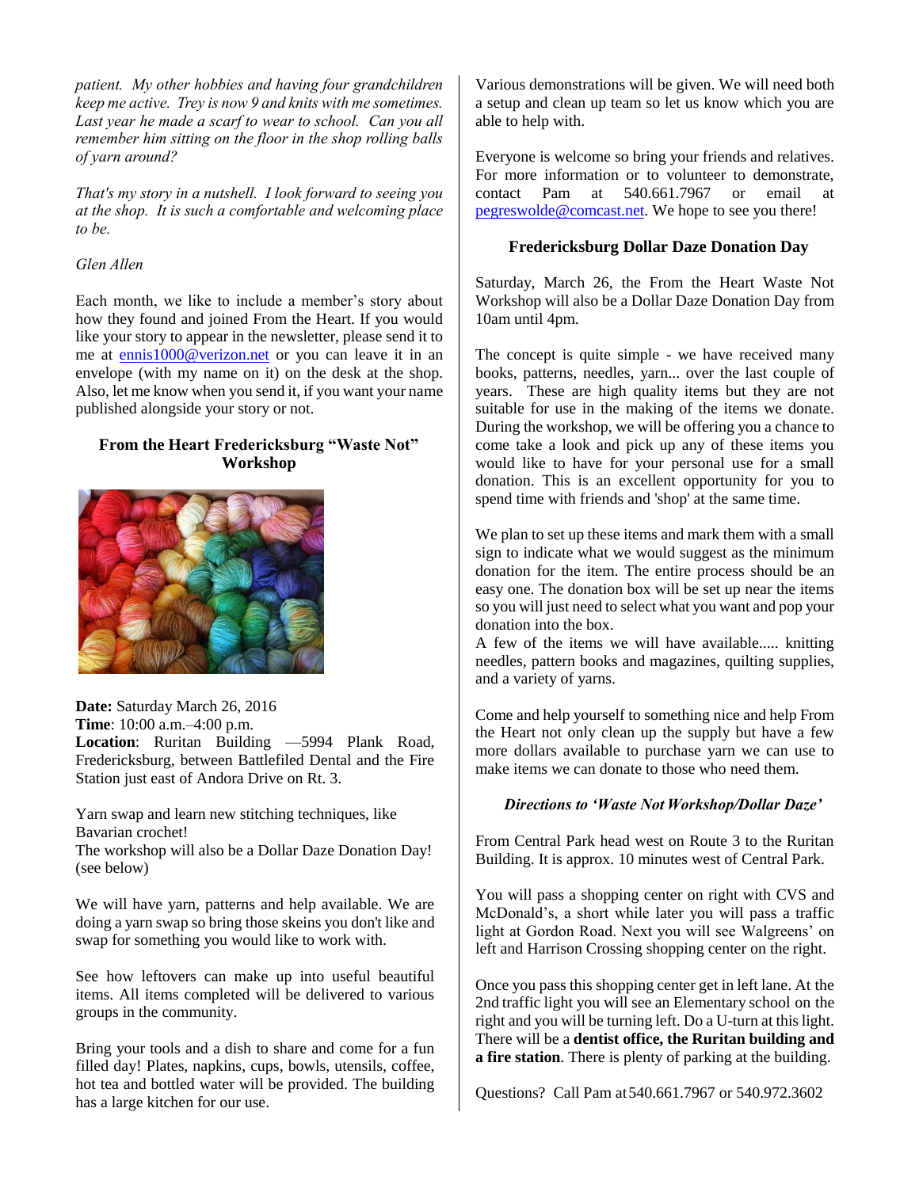*patient. My other hobbies and having four grandchildren keep me active. Trey is now 9 and knits with me sometimes. Last year he made a scarf to wear to school. Can you all remember him sitting on the floor in the shop rolling balls of yarn around?*

*That's my story in a nutshell. I look forward to seeing you at the shop. It is such a comfortable and welcoming place to be.*

*Glen Allen*

Each month, we like to include a member's story about how they found and joined From the Heart. If you would like your story to appear in the newsletter, please send it to me at ennis1000@verizon.net or you can leave it in an envelope (with my name on it) on the desk at the shop. Also, let me know when you send it, if you want your name published alongside your story or not.

### From the Heart Fredericksburg "Waste Not" Workshop

**Date:** Saturday March 26, 2016
**Time**: 10:00 a.m.–4:00 p.m.
**Location**: Ruritan Building —5994 Plank Road, Fredericksburg, between Battlefiled Dental and the Fire Station just east of Andora Drive on Rt. 3.

Yarn swap and learn new stitching techniques, like Bavarian crochet!
The workshop will also be a Dollar Daze Donation Day! (see below)

We will have yarn, patterns and help available. We are doing a yarn swap so bring those skeins you don't like and swap for something you would like to work with.

See how leftovers can make up into useful beautiful items. All items completed will be delivered to various groups in the community.

Bring your tools and a dish to share and come for a fun filled day! Plates, napkins, cups, bowls, utensils, coffee, hot tea and bottled water will be provided. The building has a large kitchen for our use.

Various demonstrations will be given. We will need both a setup and clean up team so let us know which you are able to help with.

Everyone is welcome so bring your friends and relatives. For more information or to volunteer to demonstrate, contact Pam at 540.661.7967 or email at pegreswolde@comcast.net. We hope to see you there!

### Fredericksburg Dollar Daze Donation Day

Saturday, March 26, the From the Heart Waste Not Workshop will also be a Dollar Daze Donation Day from 10am until 4pm.

The concept is quite simple - we have received many books, patterns, needles, yarn... over the last couple of years. These are high quality items but they are not suitable for use in the making of the items we donate. During the workshop, we will be offering you a chance to come take a look and pick up any of these items you would like to have for your personal use for a small donation. This is an excellent opportunity for you to spend time with friends and 'shop' at the same time.

We plan to set up these items and mark them with a small sign to indicate what we would suggest as the minimum donation for the item. The entire process should be an easy one. The donation box will be set up near the items so you will just need to select what you want and pop your donation into the box.
A few of the items we will have available..... knitting needles, pattern books and magazines, quilting supplies, and a variety of yarns.

Come and help yourself to something nice and help From the Heart not only clean up the supply but have a few more dollars available to purchase yarn we can use to make items we can donate to those who need them.

#### *Directions to 'Waste Not Workshop/Dollar Daze'*

From Central Park head west on Route 3 to the Ruritan Building. It is approx. 10 minutes west of Central Park.

You will pass a shopping center on right with CVS and McDonald's, a short while later you will pass a traffic light at Gordon Road. Next you will see Walgreens' on left and Harrison Crossing shopping center on the right.

Once you pass this shopping center get in left lane. At the 2nd traffic light you will see an Elementary school on the right and you will be turning left. Do a U-turn at this light. There will be a **dentist office, the Ruritan building and a fire station**. There is plenty of parking at the building.

Questions? Call Pam at 540.661.7967 or 540.972.3602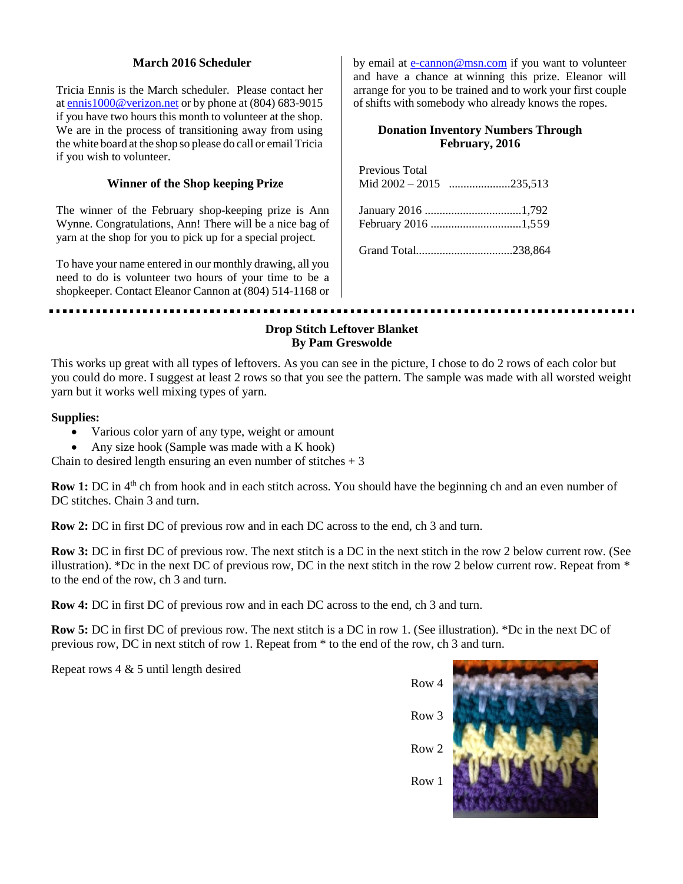## March 2016 Scheduler

Tricia Ennis is the March scheduler. Please contact her at ennis1000@verizon.net or by phone at (804) 683-9015 if you have two hours this month to volunteer at the shop. We are in the process of transitioning away from using the white board at the shop so please do call or email Tricia if you wish to volunteer.

## Winner of the Shop keeping Prize

The winner of the February shop-keeping prize is Ann Wynne. Congratulations, Ann! There will be a nice bag of yarn at the shop for you to pick up for a special project.

To have your name entered in our monthly drawing, all you need to do is volunteer two hours of your time to be a shopkeeper. Contact Eleanor Cannon at (804) 514-1168 or by email at e-cannon@msn.com if you want to volunteer and have a chance at winning this prize. Eleanor will arrange for you to be trained and to work your first couple of shifts with somebody who already knows the ropes.

## Donation Inventory Numbers Through February, 2016

Previous Total
Mid 2002 – 2015 .....................235,513

January 2016 .................................1,792
February 2016 ...............................1,559

Grand Total.................................238,864

## Drop Stitch Leftover Blanket
**By Pam Greswolde**

This works up great with all types of leftovers. As you can see in the picture, I chose to do 2 rows of each color but you could do more. I suggest at least 2 rows so that you see the pattern. The sample was made with all worsted weight yarn but it works well mixing types of yarn.

**Supplies:**

- Various color yarn of any type, weight or amount
- Any size hook (Sample was made with a K hook)

Chain to desired length ensuring an even number of stitches + 3

**Row 1:** DC in 4th ch from hook and in each stitch across. You should have the beginning ch and an even number of DC stitches. Chain 3 and turn.

**Row 2:** DC in first DC of previous row and in each DC across to the end, ch 3 and turn.

**Row 3:** DC in first DC of previous row. The next stitch is a DC in the next stitch in the row 2 below current row. (See illustration). *Dc in the next DC of previous row, DC in the next stitch in the row 2 below current row. Repeat from * to the end of the row, ch 3 and turn.

**Row 4:** DC in first DC of previous row and in each DC across to the end, ch 3 and turn.

**Row 5:** DC in first DC of previous row. The next stitch is a DC in row 1. (See illustration). *Dc in the next DC of previous row, DC in next stitch of row 1. Repeat from * to the end of the row, ch 3 and turn.

Repeat rows 4 & 5 until length desired

Row 4
Row 3
Row 2
Row 1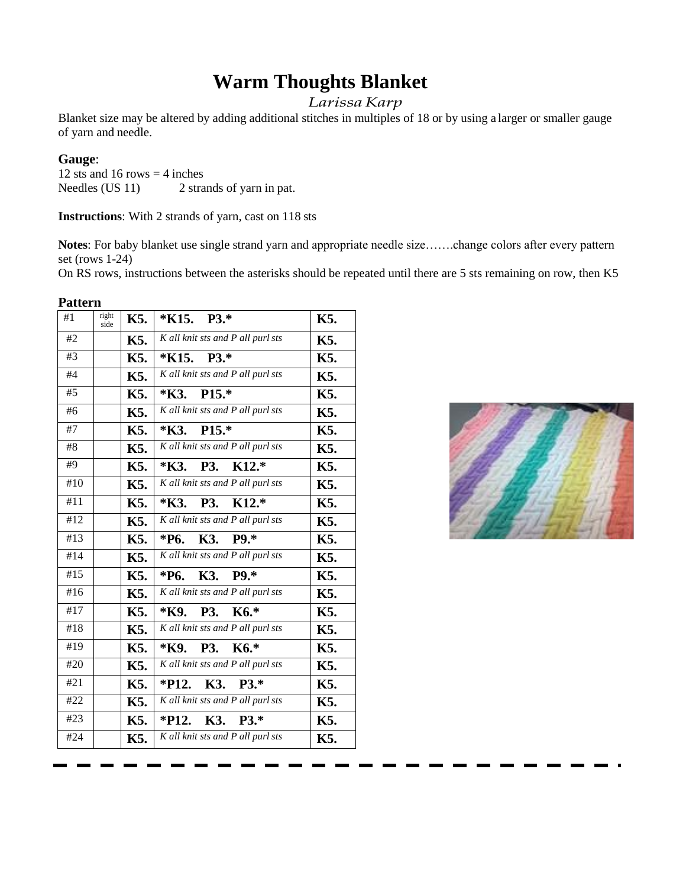# Warm Thoughts Blanket

*Larissa Karp*

Blanket size may be altered by adding additional stitches in multiples of 18 or by using a larger or smaller gauge of yarn and needle.

**Gauge**:

12 sts and 16 rows = 4 inches

Needles (US 11)  2 strands of yarn in pat.

**Instructions**: With 2 strands of yarn, cast on 118 sts

**Notes**: For baby blanket use single strand yarn and appropriate needle size…….change colors after every pattern set (rows 1-24)

On RS rows, instructions between the asterisks should be repeated until there are 5 sts remaining on row, then K5

**Pattern**

| | | | | |
|---|---|---|---|---|
| #1 | right side | **K5.** | ***K15. P3.*** | **K5.** |
| #2 | | **K5.** | *K all knit sts and P all purl sts* | **K5.** |
| #3 | | **K5.** | ***K15. P3.*** | **K5.** |
| #4 | | **K5.** | *K all knit sts and P all purl sts* | **K5.** |
| #5 | | **K5.** | ***K3. P15.*** | **K5.** |
| #6 | | **K5.** | *K all knit sts and P all purl sts* | **K5.** |
| #7 | | **K5.** | ***K3. P15.*** | **K5.** |
| #8 | | **K5.** | *K all knit sts and P all purl sts* | **K5.** |
| #9 | | **K5.** | ***K3. P3. K12.*** | **K5.** |
| #10 | | **K5.** | *K all knit sts and P all purl sts* | **K5.** |
| #11 | | **K5.** | ***K3. P3. K12.*** | **K5.** |
| #12 | | **K5.** | *K all knit sts and P all purl sts* | **K5.** |
| #13 | | **K5.** | ***P6. K3. P9.*** | **K5.** |
| #14 | | **K5.** | *K all knit sts and P all purl sts* | **K5.** |
| #15 | | **K5.** | ***P6. K3. P9.*** | **K5.** |
| #16 | | **K5.** | *K all knit sts and P all purl sts* | **K5.** |
| #17 | | **K5.** | ***K9. P3. K6.*** | **K5.** |
| #18 | | **K5.** | *K all knit sts and P all purl sts* | **K5.** |
| #19 | | **K5.** | ***K9. P3. K6.*** | **K5.** |
| #20 | | **K5.** | *K all knit sts and P all purl sts* | **K5.** |
| #21 | | **K5.** | ***P12. K3. P3.*** | **K5.** |
| #22 | | **K5.** | *K all knit sts and P all purl sts* | **K5.** |
| #23 | | **K5.** | ***P12. K3. P3.*** | **K5.** |
| #24 | | **K5.** | *K all knit sts and P all purl sts* | **K5.** |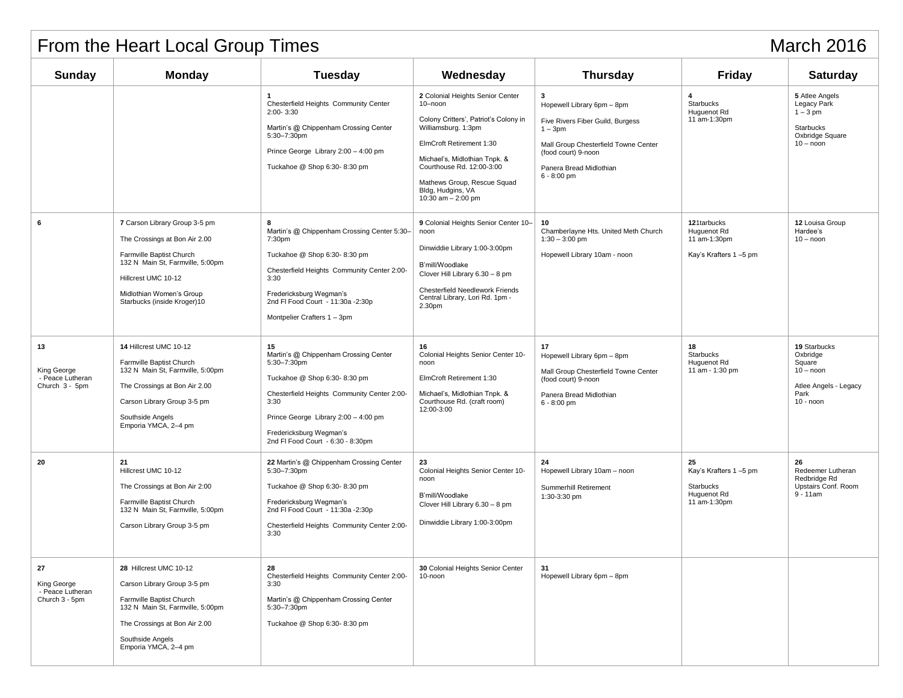# From the Heart Local Group Times — March 2016

| Sunday | Monday | Tuesday | Wednesday | Thursday | Friday | Saturday |
|---|---|---|---|---|---|---|
| | | **1**<br>Chesterfield Heights Community Center 2:00- 3:30<br><br>Martin's @ Chippenham Crossing Center 5:30–7:30pm<br><br>Prince George Library 2:00 – 4:00 pm<br><br>Tuckahoe @ Shop 6:30- 8:30 pm | **2** Colonial Heights Senior Center 10–noon<br><br>Colony Critters', Patriot's Colony in Williamsburg. 1:3pm<br><br>ElmCroft Retirement 1:30<br><br>Michael's, Midlothian Tnpk. & Courthouse Rd. 12:00-3:00<br><br>Mathews Group, Rescue Squad Bldg, Hudgins, VA<br>10:30 am – 2:00 pm | **3**<br>Hopewell Library 6pm – 8pm<br><br>Five Rivers Fiber Guild, Burgess 1 – 3pm<br><br>Mall Group Chesterfield Towne Center (food court) 9-noon<br><br>Panera Bread Midlothian<br>6 - 8:00 pm | **4**<br>Starbucks<br>Huguenot Rd<br>11 am-1:30pm | **5** Atlee Angels<br>Legacy Park<br>1 – 3 pm<br><br>Starbucks<br>Oxbridge Square<br>10 – noon |
| **6** | **7** Carson Library Group 3-5 pm<br><br>The Crossings at Bon Air 2.00<br><br>Farmville Baptist Church<br>132 N Main St, Farmville, 5:00pm<br><br>Hillcrest UMC 10-12<br><br>Midlothian Women's Group<br>Starbucks (inside Kroger)10 | **8**<br>Martin's @ Chippenham Crossing Center 5:30–7:30pm<br><br>Tuckahoe @ Shop 6:30- 8:30 pm<br><br>Chesterfield Heights Community Center 2:00- 3:30<br><br>Fredericksburg Wegman's<br>2nd Fl Food Court - 11:30a -2:30p<br><br>Montpelier Crafters 1 – 3pm | **9** Colonial Heights Senior Center 10–noon<br><br>Dinwiddie Library 1:00-3:00pm<br><br>B'mill/Woodlake<br>Clover Hill Library 6.30 – 8 pm<br><br>Chesterfield Needlework Friends Central Library, Lori Rd. 1pm - 2.30pm | **10**<br>Chamberlayne Hts. United Meth Church<br>1:30 – 3:00 pm<br><br>Hopewell Library 10am - noon | **12**1tarbucks<br>Huguenot Rd<br>11 am-1:30pm<br><br>Kay's Krafters 1 –5 pm | **12** Louisa Group<br>Hardee's<br>10 – noon |
| **13**<br><br>King George<br>- Peace Lutheran Church 3 - 5pm | **14** Hillcrest UMC 10-12<br><br>Farmville Baptist Church<br>132 N Main St, Farmville, 5:00pm<br><br>The Crossings at Bon Air 2.00<br><br>Carson Library Group 3-5 pm<br><br>Southside Angels<br>Emporia YMCA, 2–4 pm | **15**<br>Martin's @ Chippenham Crossing Center 5:30–7:30pm<br><br>Tuckahoe @ Shop 6:30- 8:30 pm<br><br>Chesterfield Heights Community Center 2:00- 3:30<br><br>Prince George Library 2:00 – 4:00 pm<br><br>Fredericksburg Wegman's<br>2nd Fl Food Court - 6:30 - 8:30pm | **16**<br>Colonial Heights Senior Center 10-noon<br><br>ElmCroft Retirement 1:30<br><br>Michael's, Midlothian Tnpk. & Courthouse Rd. (craft room) 12:00-3:00 | **17**<br>Hopewell Library 6pm – 8pm<br><br>Mall Group Chesterfield Towne Center (food court) 9-noon<br><br>Panera Bread Midlothian<br>6 - 8:00 pm | **18**<br>Starbucks<br>Huguenot Rd<br>11 am - 1:30 pm | **19** Starbucks<br>Oxbridge<br>Square<br>10 – noon<br><br>Atlee Angels - Legacy Park<br>10 - noon |
| **20** | **21**<br>Hillcrest UMC 10-12<br><br>The Crossings at Bon Air 2:00<br><br>Farmville Baptist Church<br>132 N Main St, Farmville, 5:00pm<br><br>Carson Library Group 3-5 pm | **22** Martin's @ Chippenham Crossing Center 5:30–7:30pm<br><br>Tuckahoe @ Shop 6:30- 8:30 pm<br><br>Fredericksburg Wegman's<br>2nd Fl Food Court - 11:30a -2:30p<br><br>Chesterfield Heights Community Center 2:00- 3:30 | **23**<br>Colonial Heights Senior Center 10-noon<br><br>B'mill/Woodlake<br>Clover Hill Library 6.30 – 8 pm<br><br>Dinwiddie Library 1:00-3:00pm | **24**<br>Hopewell Library 10am – noon<br><br>Summerhill Retirement<br>1:30-3:30 pm | **25**<br>Kay's Krafters 1 –5 pm<br><br>Starbucks<br>Huguenot Rd<br>11 am-1:30pm | **26**<br>Redeemer Lutheran<br>Redbridge Rd<br>Upstairs Conf. Room<br>9 - 11am |
| **27**<br><br>King George<br>- Peace Lutheran Church 3 - 5pm | **28** Hillcrest UMC 10-12<br><br>Carson Library Group 3-5 pm<br><br>Farmville Baptist Church<br>132 N Main St, Farmville, 5:00pm<br><br>The Crossings at Bon Air 2.00<br><br>Southside Angels<br>Emporia YMCA, 2–4 pm | **28**<br>Chesterfield Heights Community Center 2:00- 3:30<br><br>Martin's @ Chippenham Crossing Center 5:30–7:30pm<br><br>Tuckahoe @ Shop 6:30- 8:30 pm | **30** Colonial Heights Senior Center 10-noon | **31**<br>Hopewell Library 6pm – 8pm | | |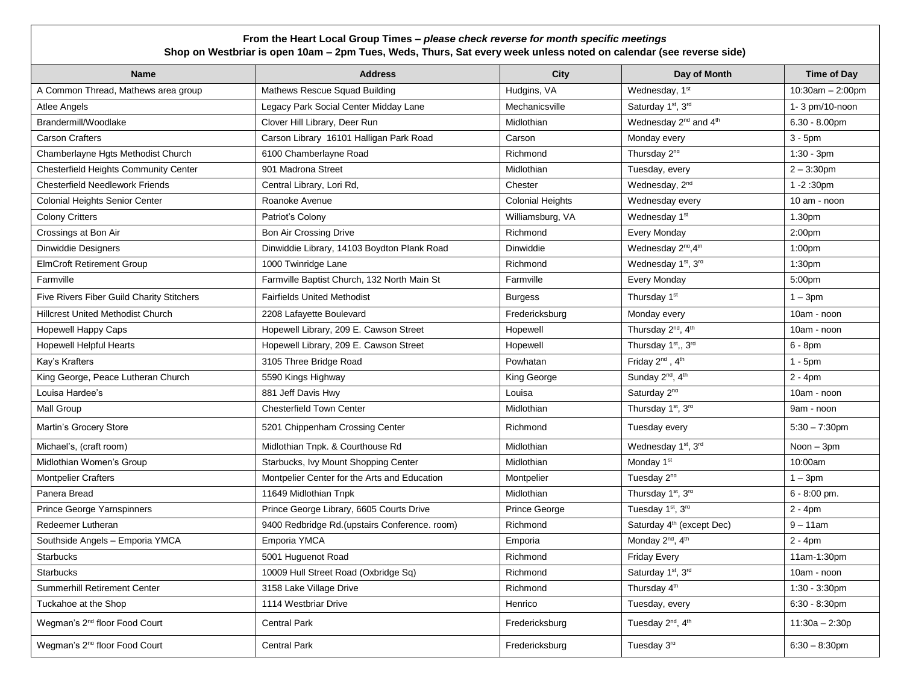**From the Heart Local Group Times – *please check reverse for month specific meetings***
**Shop on Westbriar is open 10am – 2pm Tues, Weds, Thurs, Sat every week unless noted on calendar (see reverse side)**

| Name | Address | City | Day of Month | Time of Day |
|---|---|---|---|---|
| A Common Thread, Mathews area group | Mathews Rescue Squad Building | Hudgins, VA | Wednesday, 1st | 10:30am – 2:00pm |
| Atlee Angels | Legacy Park Social Center Midday Lane | Mechanicsville | Saturday 1st, 3rd | 1- 3 pm/10-noon |
| Brandermill/Woodlake | Clover Hill Library, Deer Run | Midlothian | Wednesday 2nd and 4th | 6.30 - 8.00pm |
| Carson Crafters | Carson Library 16101 Halligan Park Road | Carson | Monday every | 3 - 5pm |
| Chamberlayne Hgts Methodist Church | 6100 Chamberlayne Road | Richmond | Thursday 2nd | 1:30 - 3pm |
| Chesterfield Heights Community Center | 901 Madrona Street | Midlothian | Tuesday, every | 2 – 3:30pm |
| Chesterfield Needlework Friends | Central Library, Lori Rd, | Chester | Wednesday, 2nd | 1 -2 :30pm |
| Colonial Heights Senior Center | Roanoke Avenue | Colonial Heights | Wednesday every | 10 am - noon |
| Colony Critters | Patriot's Colony | Williamsburg, VA | Wednesday 1st | 1.30pm |
| Crossings at Bon Air | Bon Air Crossing Drive | Richmond | Every Monday | 2:00pm |
| Dinwiddie Designers | Dinwiddie Library, 14103 Boydton Plank Road | Dinwiddie | Wednesday 2nd,4th | 1:00pm |
| ElmCroft Retirement Group | 1000 Twinridge Lane | Richmond | Wednesday 1st, 3rd | 1:30pm |
| Farmville | Farmville Baptist Church, 132 North Main St | Farmville | Every Monday | 5:00pm |
| Five Rivers Fiber Guild Charity Stitchers | Fairfields United Methodist | Burgess | Thursday 1st | 1 – 3pm |
| Hillcrest United Methodist Church | 2208 Lafayette Boulevard | Fredericksburg | Monday every | 10am - noon |
| Hopewell Happy Caps | Hopewell Library, 209 E. Cawson Street | Hopewell | Thursday 2nd, 4th | 10am - noon |
| Hopewell Helpful Hearts | Hopewell Library, 209 E. Cawson Street | Hopewell | Thursday 1st,, 3rd | 6 - 8pm |
| Kay's Krafters | 3105 Three Bridge Road | Powhatan | Friday 2nd , 4th | 1 - 5pm |
| King George, Peace Lutheran Church | 5590 Kings Highway | King George | Sunday 2nd, 4th | 2 - 4pm |
| Louisa Hardee's | 881 Jeff Davis Hwy | Louisa | Saturday 2nd | 10am - noon |
| Mall Group | Chesterfield Town Center | Midlothian | Thursday 1st, 3rd | 9am - noon |
| Martin's Grocery Store | 5201 Chippenham Crossing Center | Richmond | Tuesday every | 5:30 – 7:30pm |
| Michael's, (craft room) | Midlothian Tnpk. & Courthouse Rd | Midlothian | Wednesday 1st, 3rd | Noon – 3pm |
| Midlothian Women's Group | Starbucks, Ivy Mount Shopping Center | Midlothian | Monday 1st | 10:00am |
| Montpelier Crafters | Montpelier Center for the Arts and Education | Montpelier | Tuesday 2nd | 1 – 3pm |
| Panera Bread | 11649 Midlothian Tnpk | Midlothian | Thursday 1st, 3rd | 6 - 8:00 pm. |
| Prince George Yarnspinners | Prince George Library, 6605 Courts Drive | Prince George | Tuesday 1st, 3rd | 2 - 4pm |
| Redeemer Lutheran | 9400 Redbridge Rd.(upstairs Conference. room) | Richmond | Saturday 4th (except Dec) | 9 – 11am |
| Southside Angels – Emporia YMCA | Emporia YMCA | Emporia | Monday 2nd, 4th | 2 - 4pm |
| Starbucks | 5001 Huguenot Road | Richmond | Friday Every | 11am-1:30pm |
| Starbucks | 10009 Hull Street Road (Oxbridge Sq) | Richmond | Saturday 1st, 3rd | 10am - noon |
| Summerhill Retirement Center | 3158 Lake Village Drive | Richmond | Thursday 4th | 1:30 - 3:30pm |
| Tuckahoe at the Shop | 1114 Westbriar Drive | Henrico | Tuesday, every | 6:30 - 8:30pm |
| Wegman's 2nd floor Food Court | Central Park | Fredericksburg | Tuesday 2nd, 4th | 11:30a – 2:30p |
| Wegman's 2nd floor Food Court | Central Park | Fredericksburg | Tuesday 3rd | 6:30 – 8:30pm |